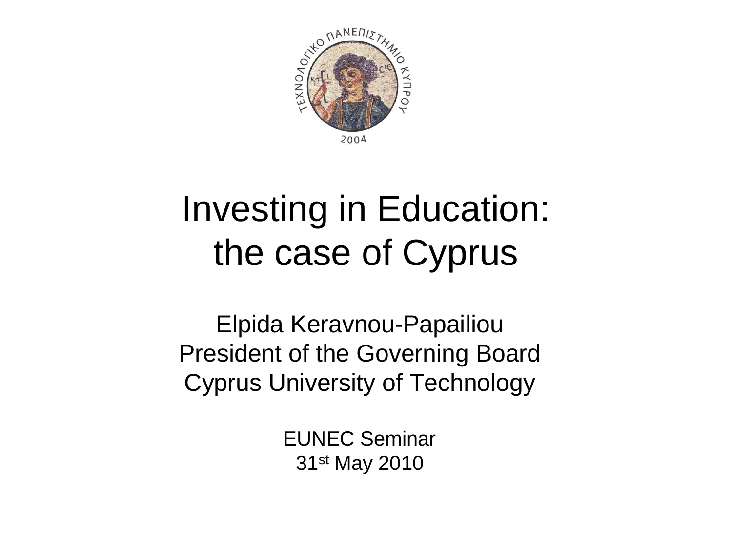# Investing in Education: the case of Cyprus

Elpida Keravnou-Papailiou
President of the Governing Board
Cyprus University of Technology

EUNEC Seminar
31st May 2010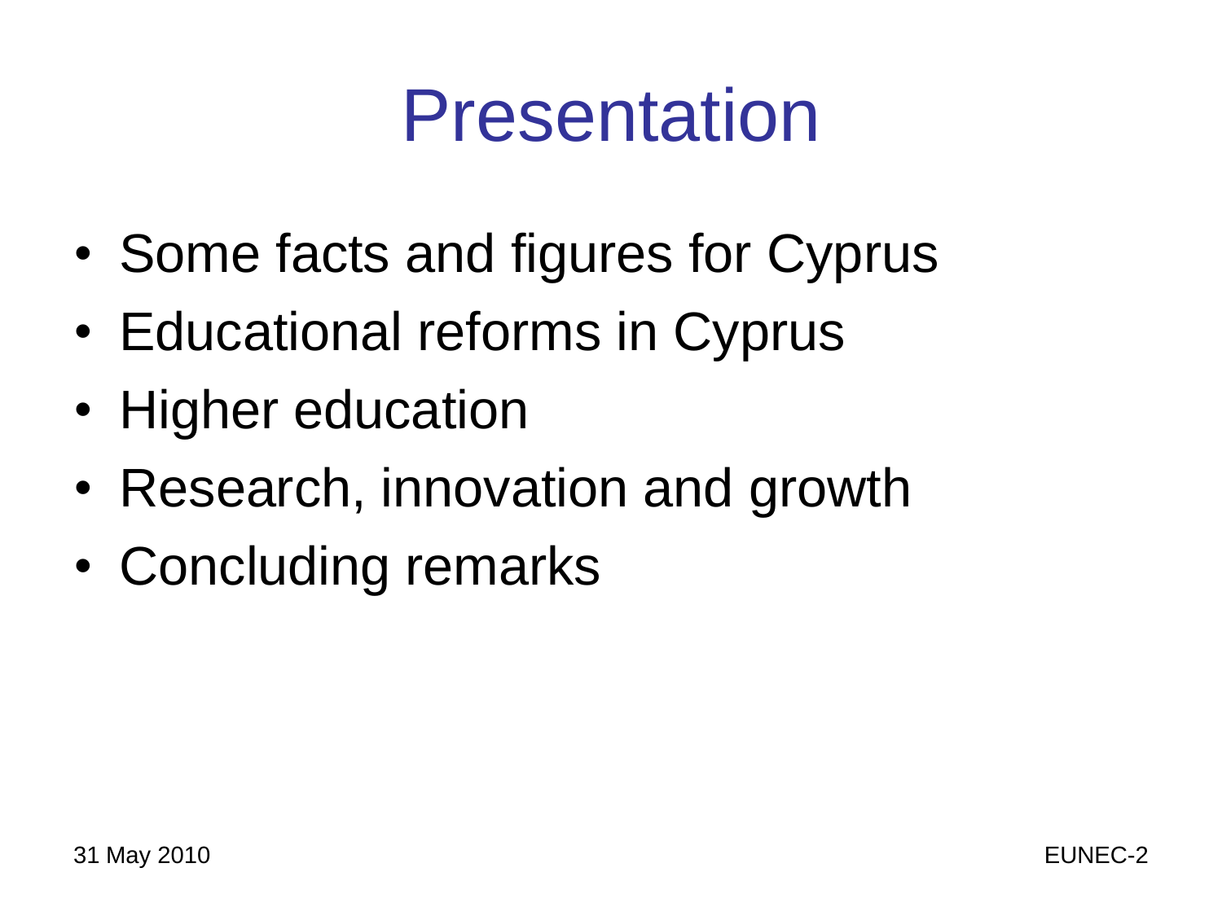# Presentation

- Some facts and figures for Cyprus
- Educational reforms in Cyprus
- Higher education
- Research, innovation and growth
- Concluding remarks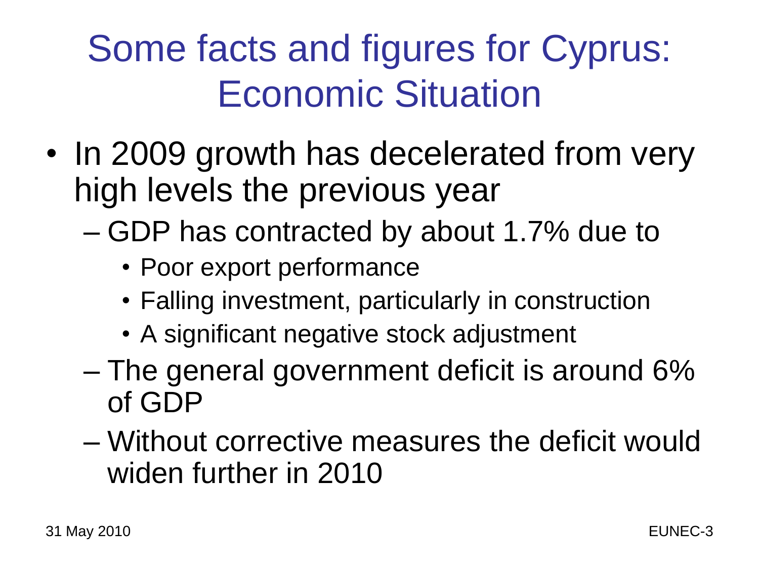# Some facts and figures for Cyprus: Economic Situation

- In 2009 growth has decelerated from very high levels the previous year
  - GDP has contracted by about 1.7% due to
    - Poor export performance
    - Falling investment, particularly in construction
    - A significant negative stock adjustment
  - The general government deficit is around 6% of GDP
  - Without corrective measures the deficit would widen further in 2010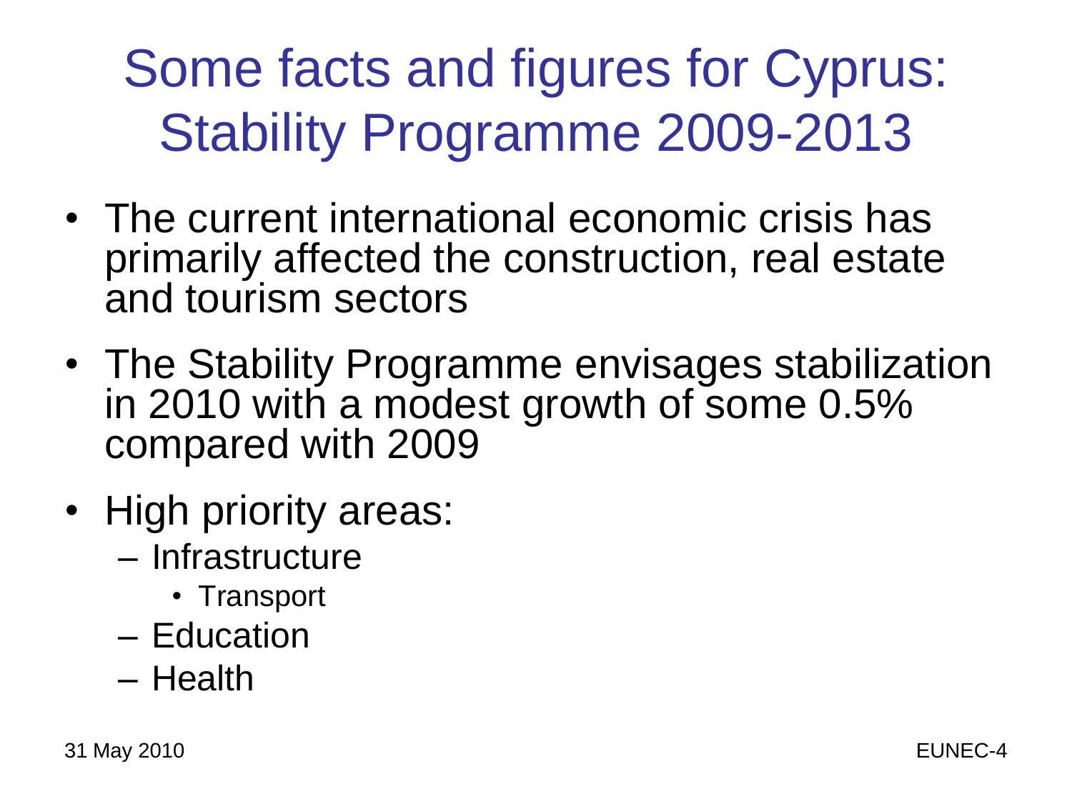# Some facts and figures for Cyprus: Stability Programme 2009-2013

- The current international economic crisis has primarily affected the construction, real estate and tourism sectors
- The Stability Programme envisages stabilization in 2010 with a modest growth of some 0.5% compared with 2009
- High priority areas:
  - Infrastructure
    - Transport
  - Education
  - Health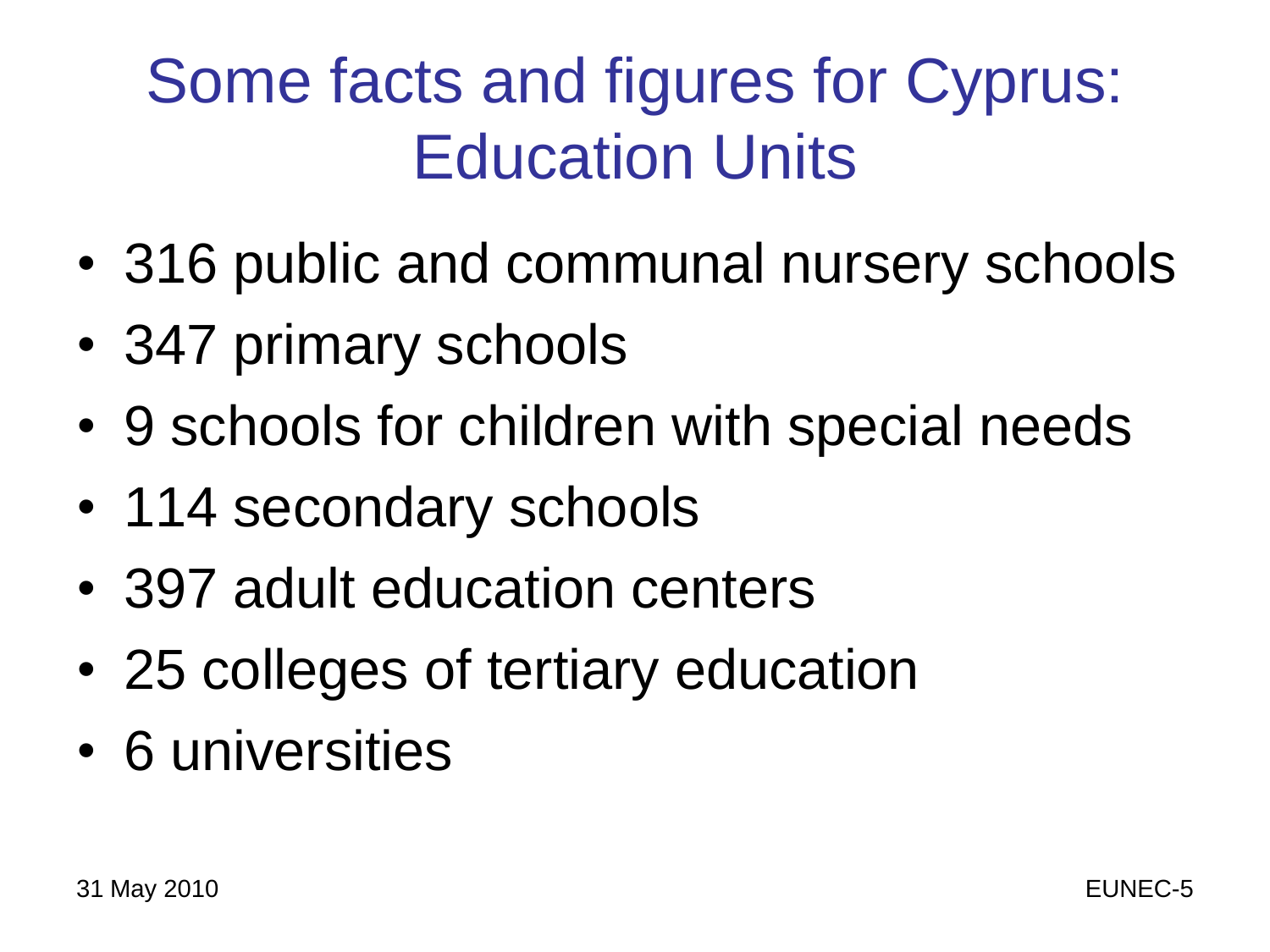# Some facts and figures for Cyprus: Education Units

- 316 public and communal nursery schools
- 347 primary schools
- 9 schools for children with special needs
- 114 secondary schools
- 397 adult education centers
- 25 colleges of tertiary education
- 6 universities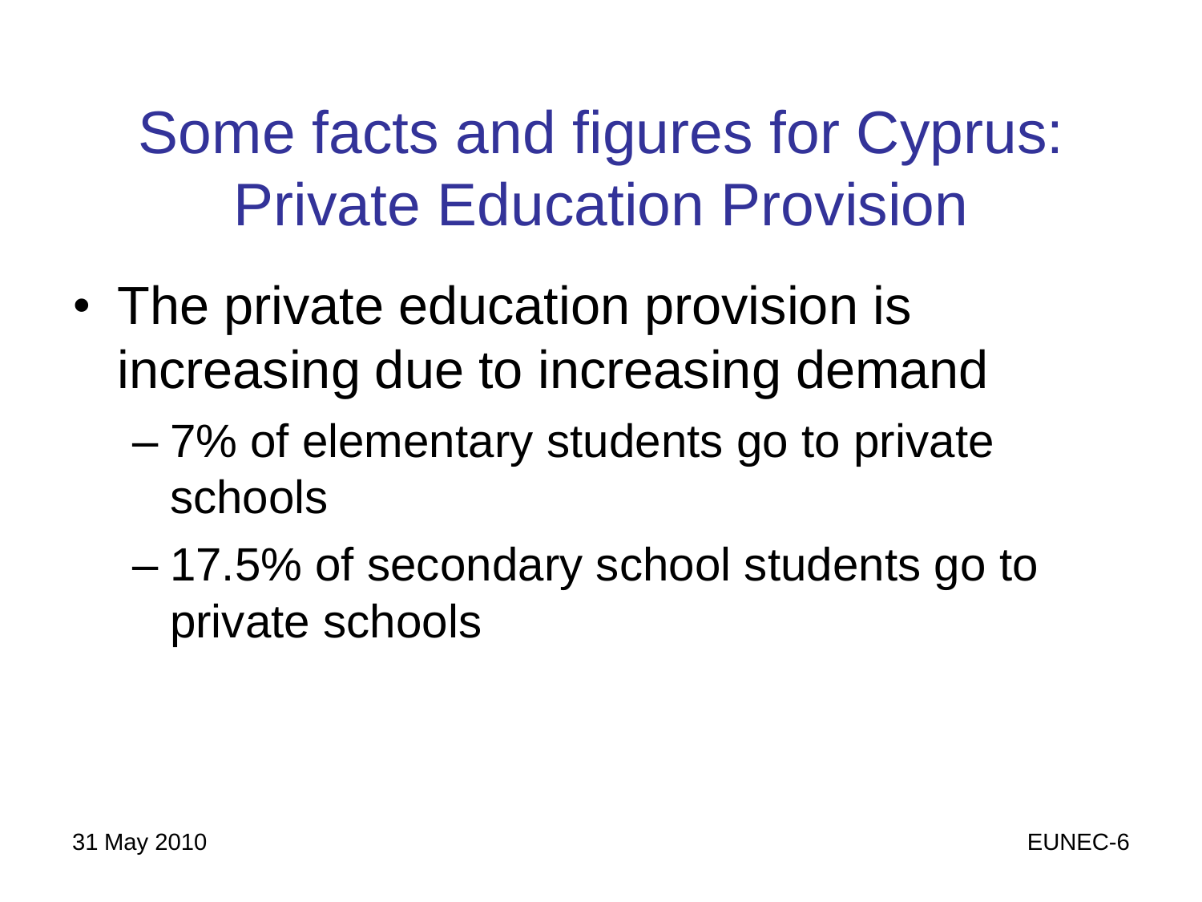# Some facts and figures for Cyprus: Private Education Provision

- The private education provision is increasing due to increasing demand
  - 7% of elementary students go to private schools
  - 17.5% of secondary school students go to private schools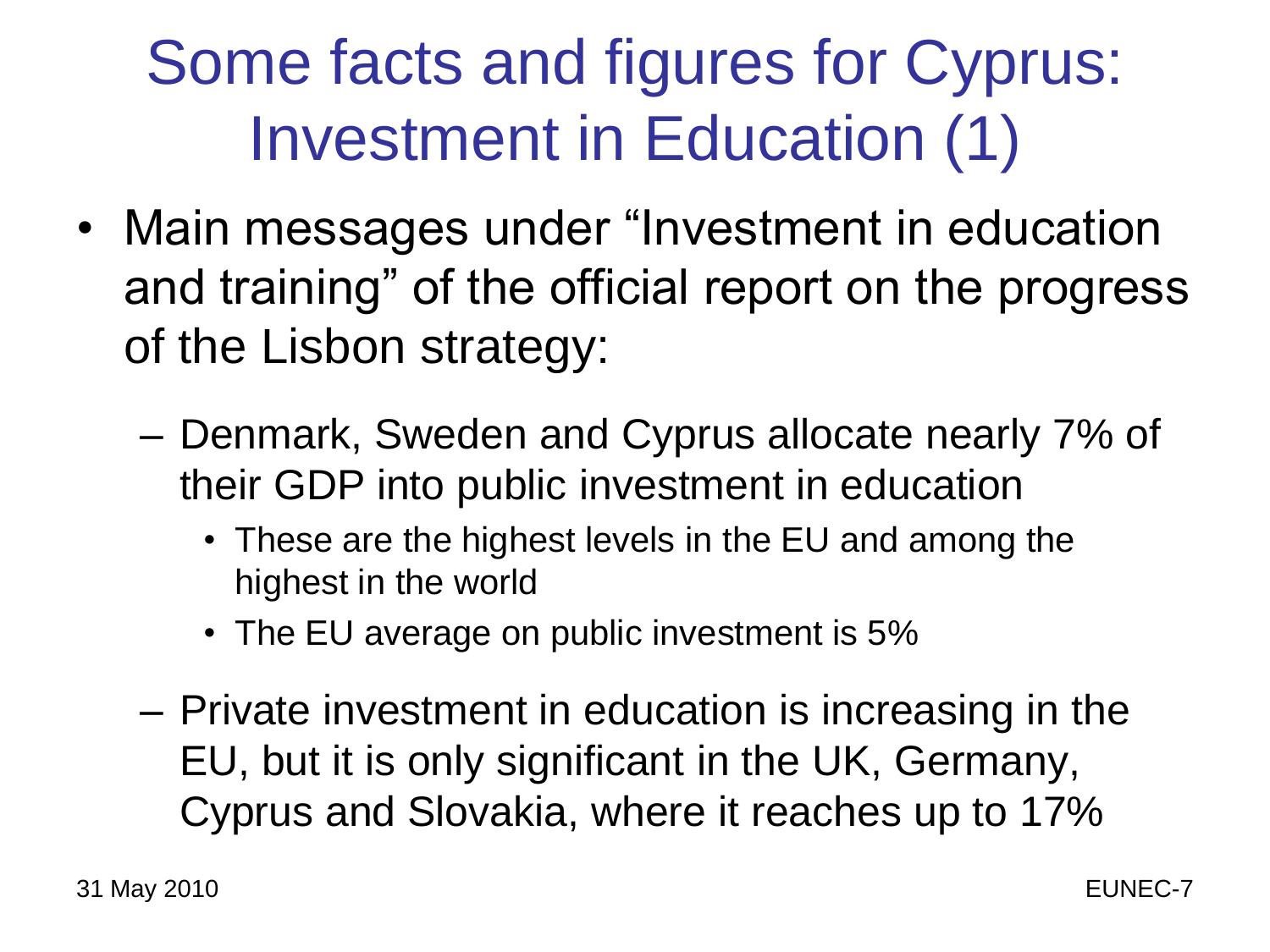# Some facts and figures for Cyprus: Investment in Education (1)

- Main messages under "Investment in education and training" of the official report on the progress of the Lisbon strategy:
  - Denmark, Sweden and Cyprus allocate nearly 7% of their GDP into public investment in education
    - These are the highest levels in the EU and among the highest in the world
    - The EU average on public investment is 5%
  - Private investment in education is increasing in the EU, but it is only significant in the UK, Germany, Cyprus and Slovakia, where it reaches up to 17%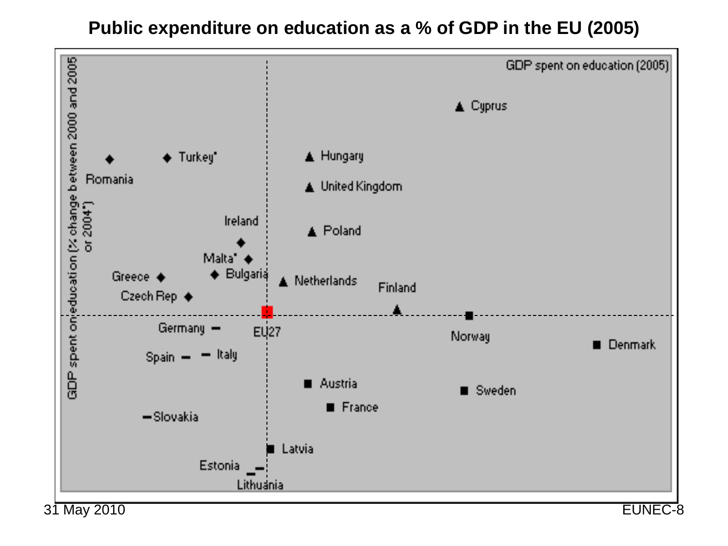# Public expenditure on education as a % of GDP in the EU (2005)

GDP spent on education (2005)

GDP spent on education (% change between 2000 and 2005 or 2004*)

Cyprus

Romania

Turkey*

Hungary

United Kingdom

Ireland

Poland

Malta*

Greece

Bulgaria

Netherlands

Finland

Czech Rep

EU27

Germany

Norway

Denmark

Spain

Italy

Austria

Sweden

France

Slovakia

Latvia

Estonia

Lithuania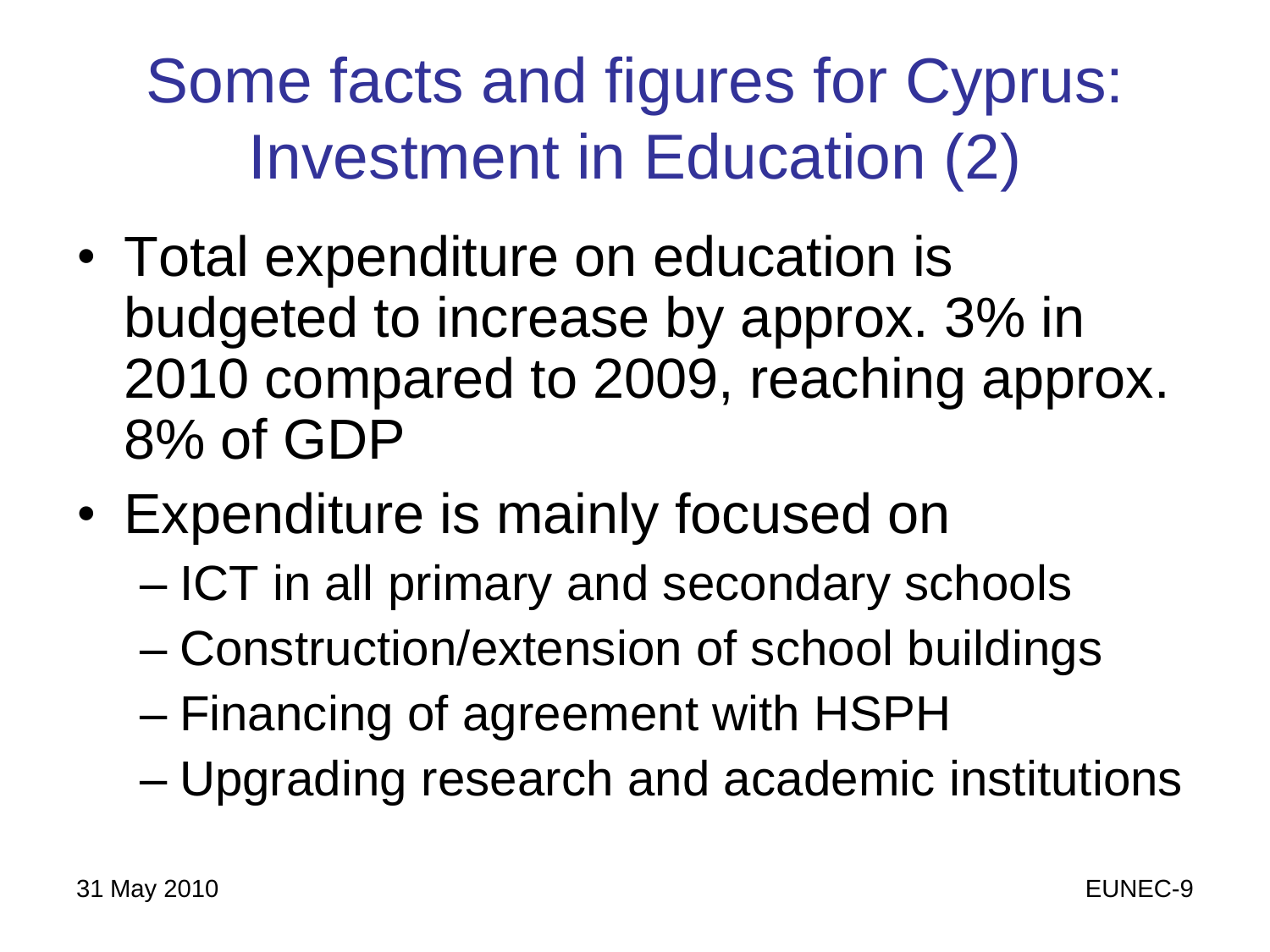# Some facts and figures for Cyprus: Investment in Education (2)

- Total expenditure on education is budgeted to increase by approx. 3% in 2010 compared to 2009, reaching approx. 8% of GDP
- Expenditure is mainly focused on
  - ICT in all primary and secondary schools
  - Construction/extension of school buildings
  - Financing of agreement with HSPH
  - Upgrading research and academic institutions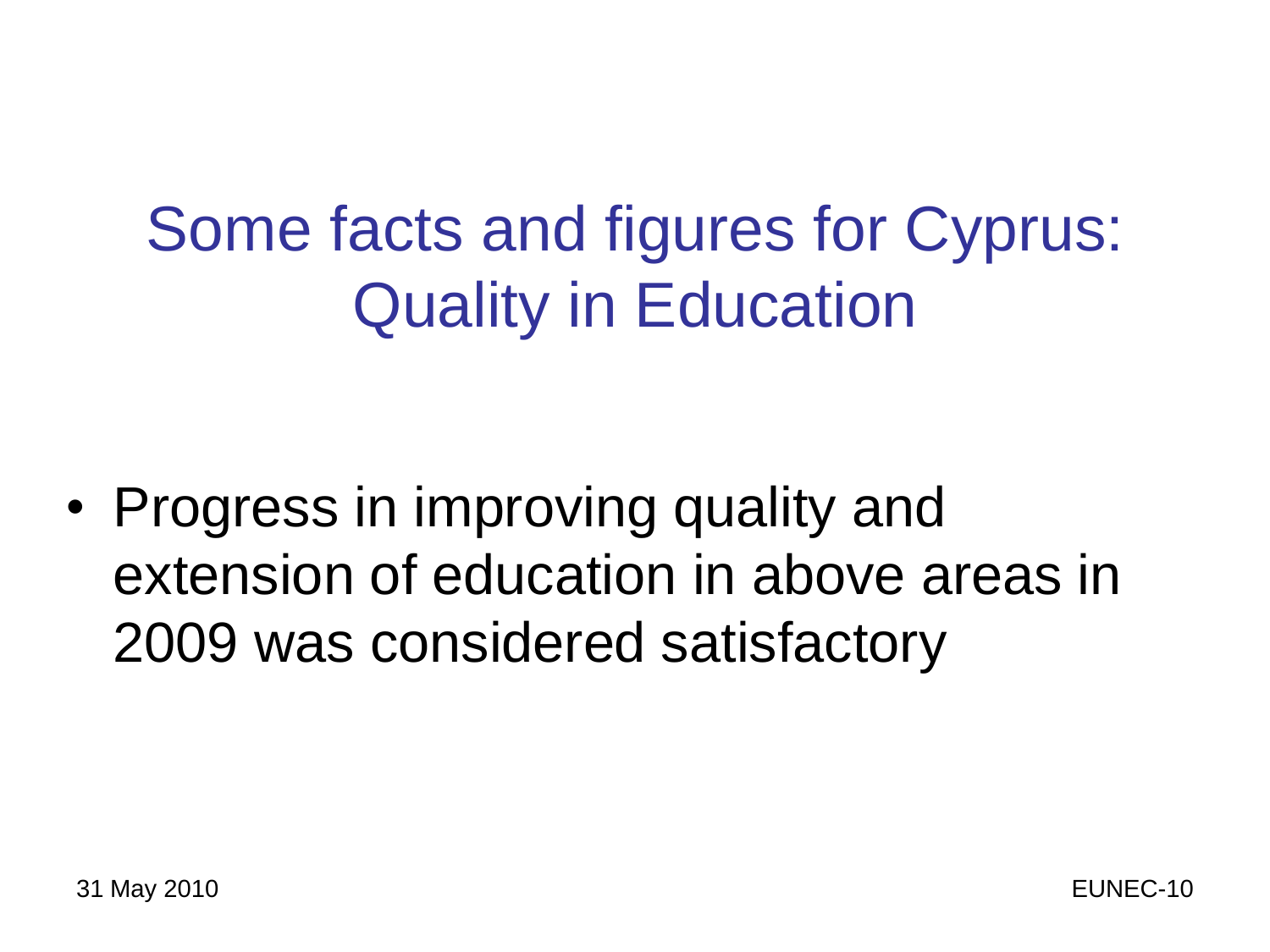# Some facts and figures for Cyprus: Quality in Education

- Progress in improving quality and extension of education in above areas in 2009 was considered satisfactory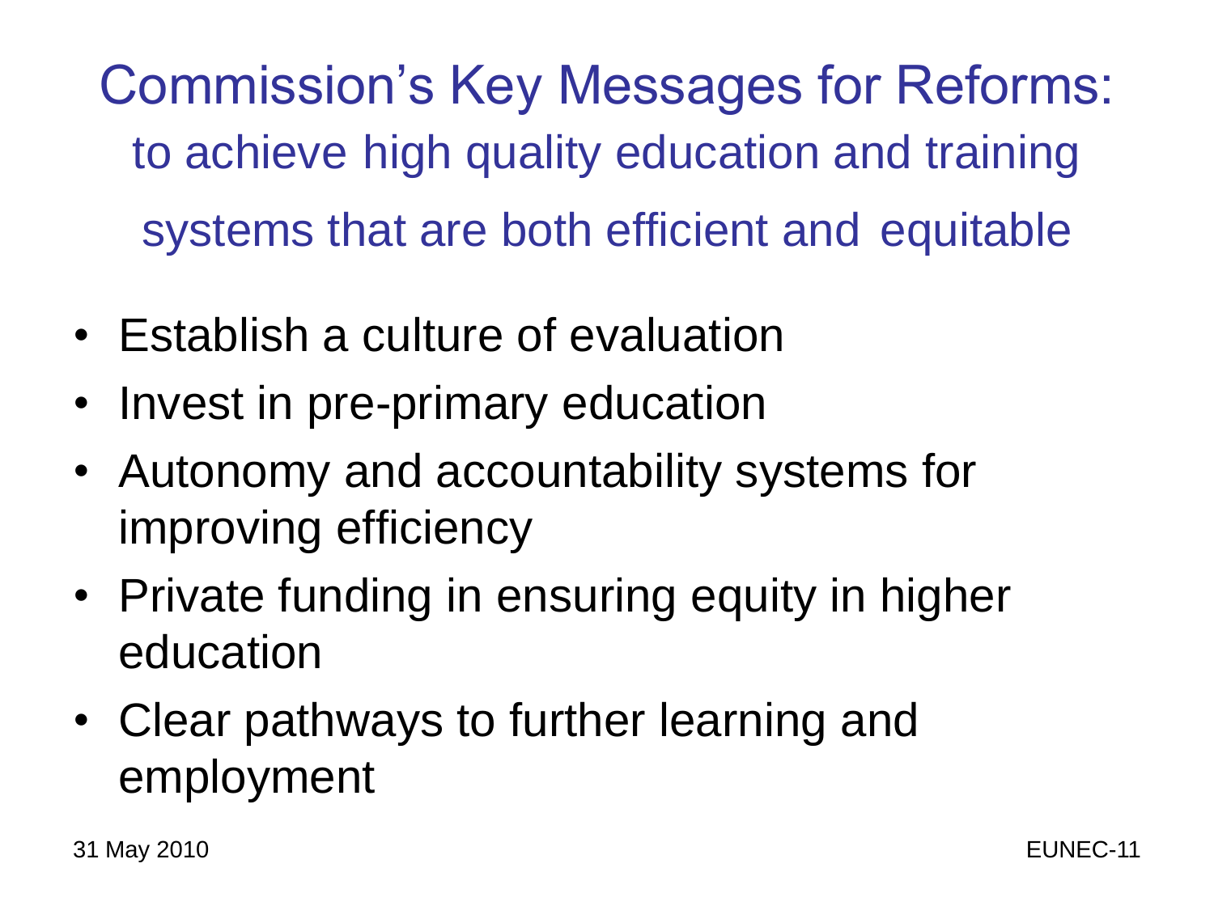# Commission's Key Messages for Reforms:

## to achieve high quality education and training systems that are both efficient and equitable

- Establish a culture of evaluation
- Invest in pre-primary education
- Autonomy and accountability systems for improving efficiency
- Private funding in ensuring equity in higher education
- Clear pathways to further learning and employment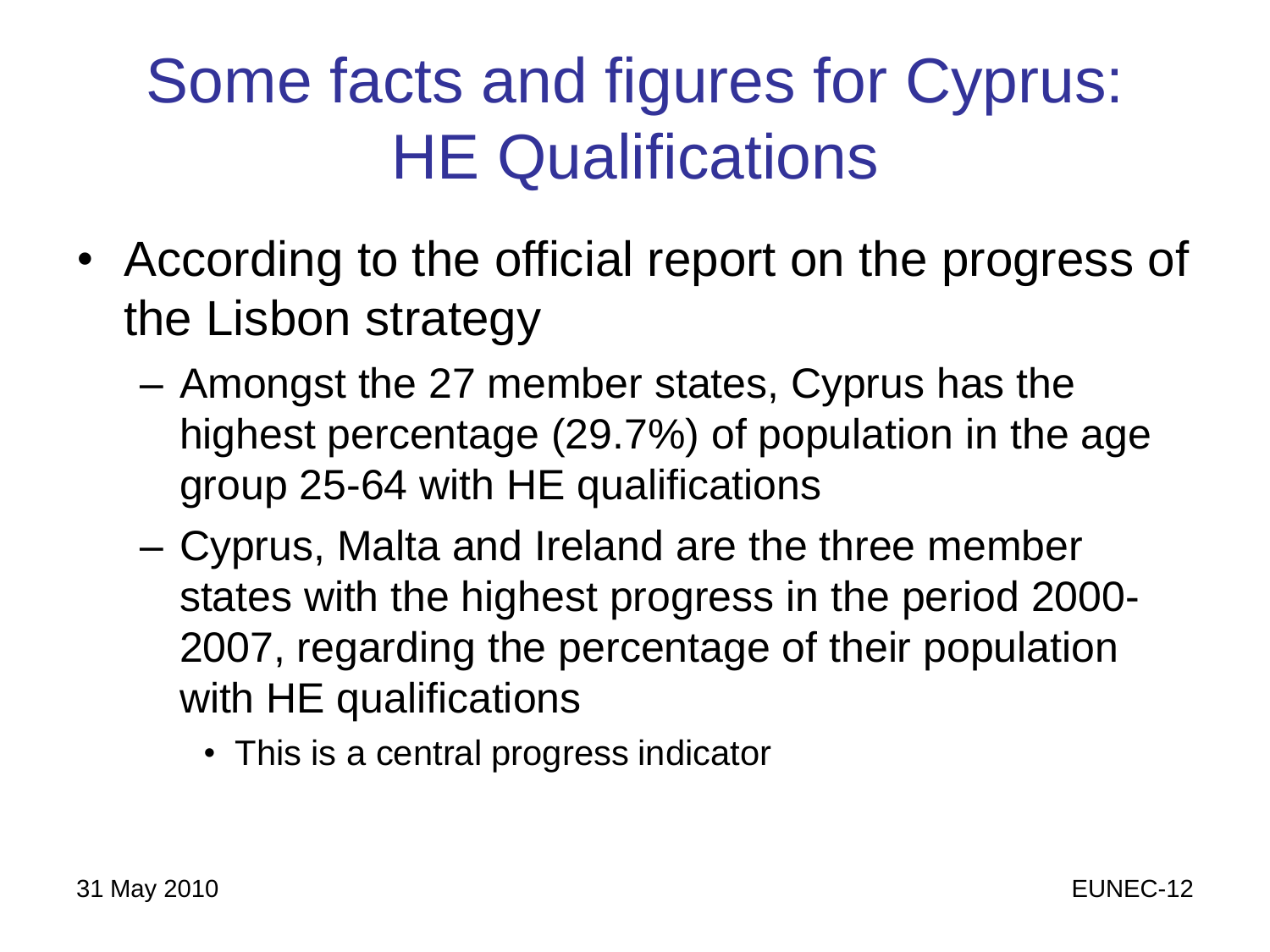# Some facts and figures for Cyprus: HE Qualifications

- According to the official report on the progress of the Lisbon strategy
  - Amongst the 27 member states, Cyprus has the highest percentage (29.7%) of population in the age group 25-64 with HE qualifications
  - Cyprus, Malta and Ireland are the three member states with the highest progress in the period 2000-2007, regarding the percentage of their population with HE qualifications
    - This is a central progress indicator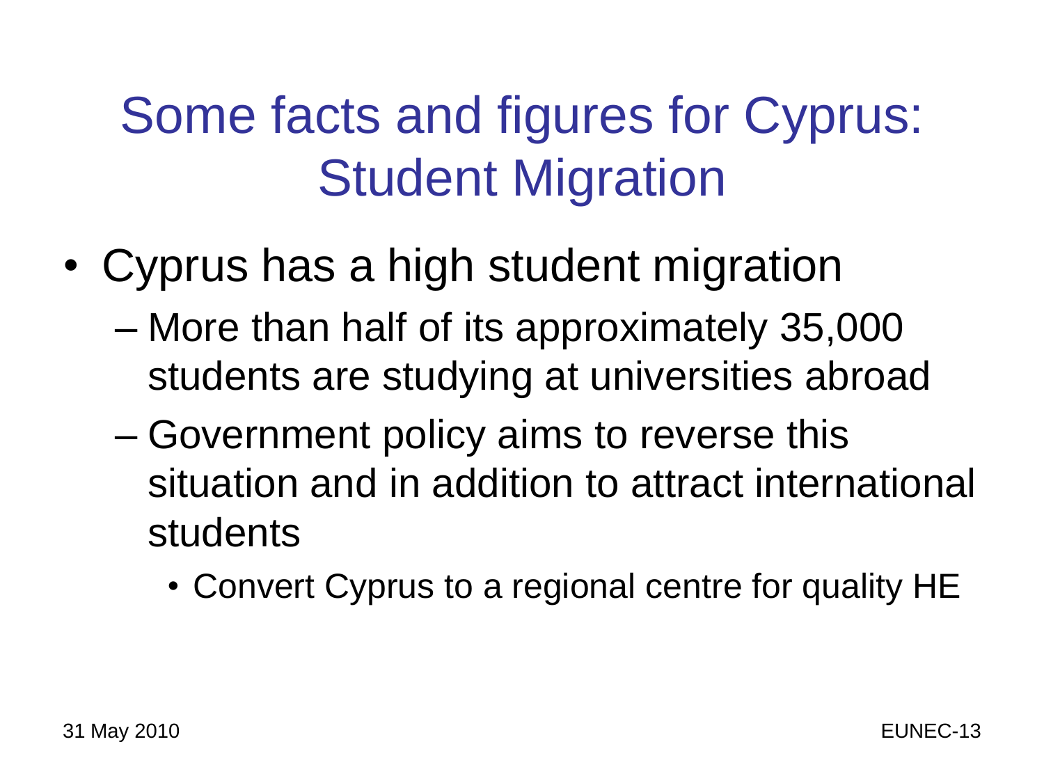# Some facts and figures for Cyprus: Student Migration

- Cyprus has a high student migration
  - More than half of its approximately 35,000 students are studying at universities abroad
  - Government policy aims to reverse this situation and in addition to attract international students
    - Convert Cyprus to a regional centre for quality HE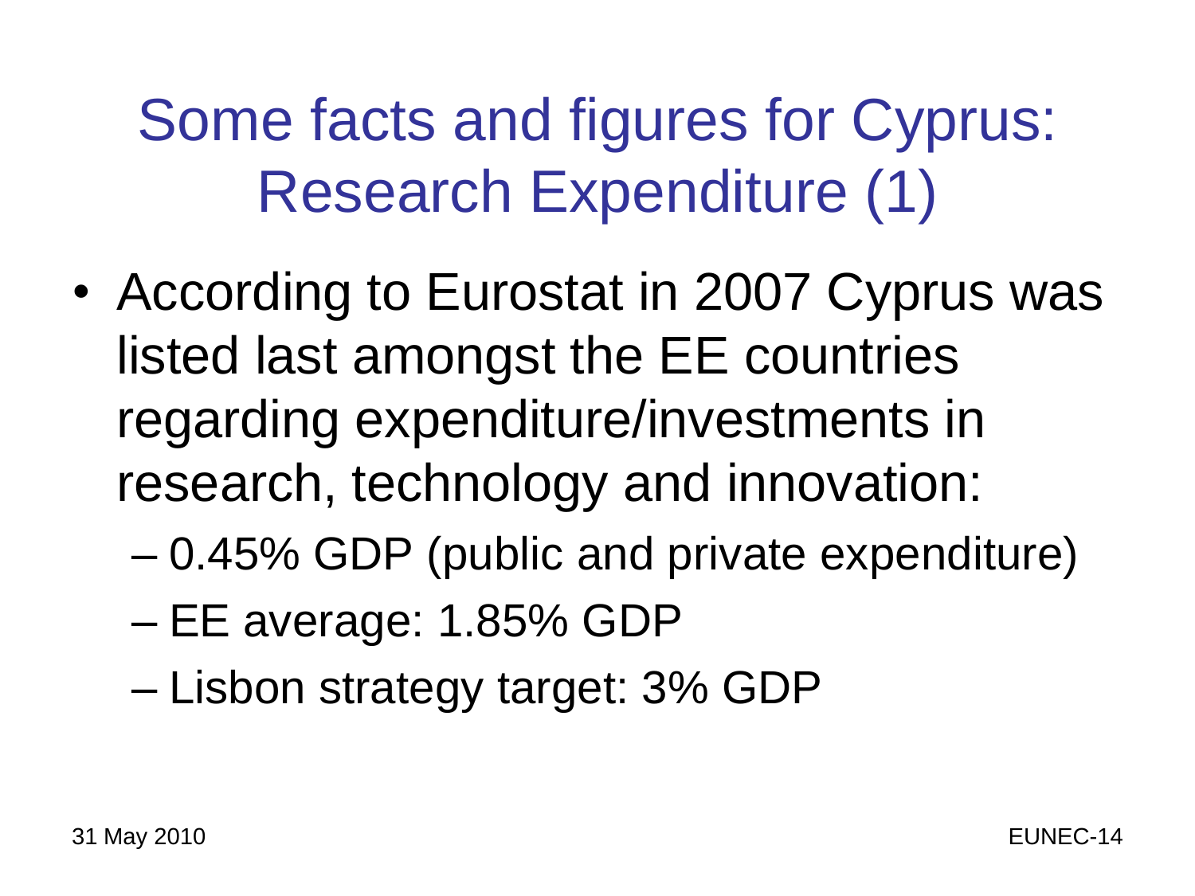# Some facts and figures for Cyprus: Research Expenditure (1)

- According to Eurostat in 2007 Cyprus was listed last amongst the EE countries regarding expenditure/investments in research, technology and innovation:
  - 0.45% GDP (public and private expenditure)
  - EE average: 1.85% GDP
  - Lisbon strategy target: 3% GDP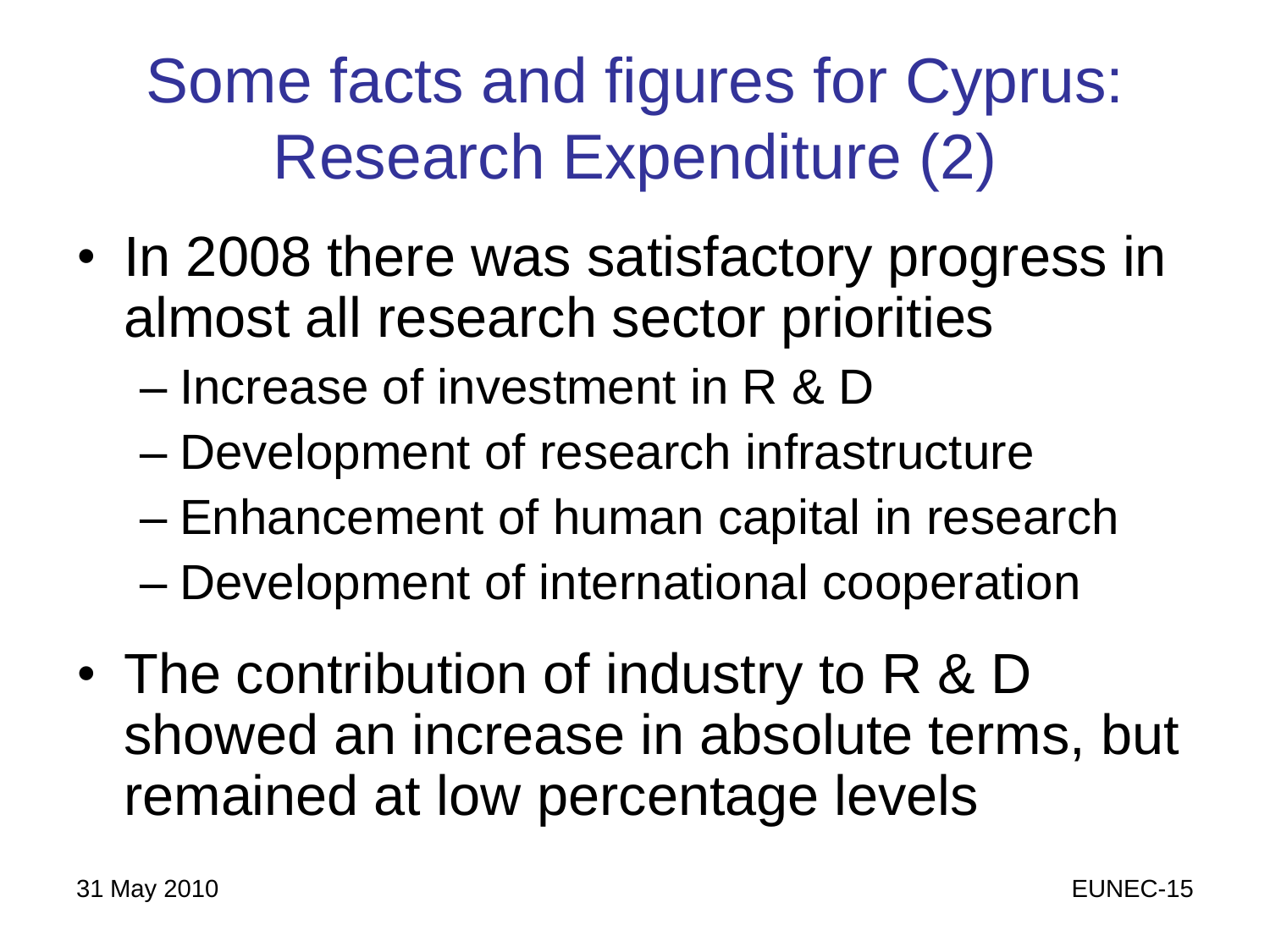# Some facts and figures for Cyprus: Research Expenditure (2)

- In 2008 there was satisfactory progress in almost all research sector priorities
  - Increase of investment in R & D
  - Development of research infrastructure
  - Enhancement of human capital in research
  - Development of international cooperation
- The contribution of industry to R & D showed an increase in absolute terms, but remained at low percentage levels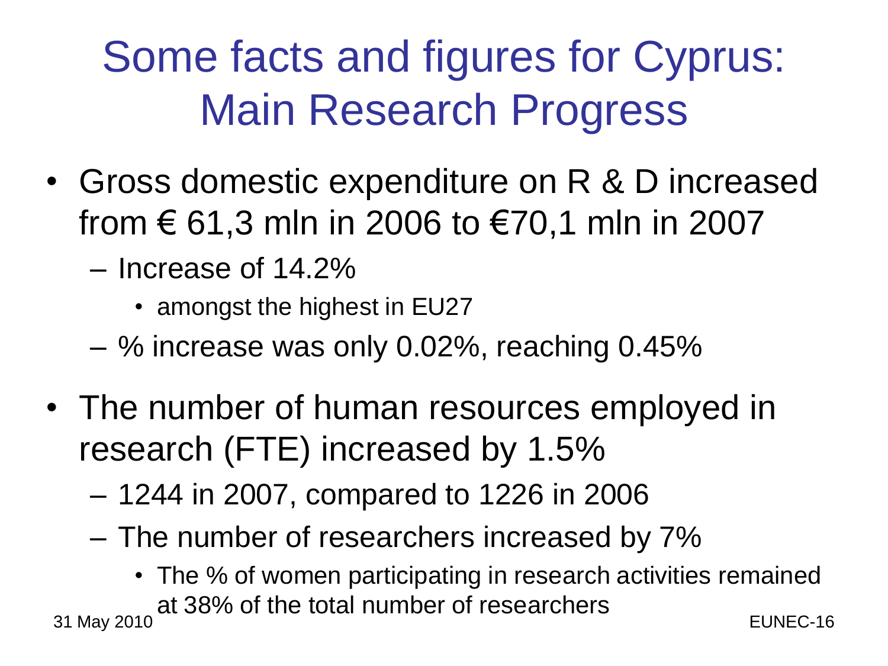# Some facts and figures for Cyprus: Main Research Progress

- Gross domestic expenditure on R & D increased from € 61,3 mln in 2006 to €70,1 mln in 2007
  - Increase of 14.2%
    - amongst the highest in EU27
  - % increase was only 0.02%, reaching 0.45%
- The number of human resources employed in research (FTE) increased by 1.5%
  - 1244 in 2007, compared to 1226 in 2006
  - The number of researchers increased by 7%
    - The % of women participating in research activities remained at 38% of the total number of researchers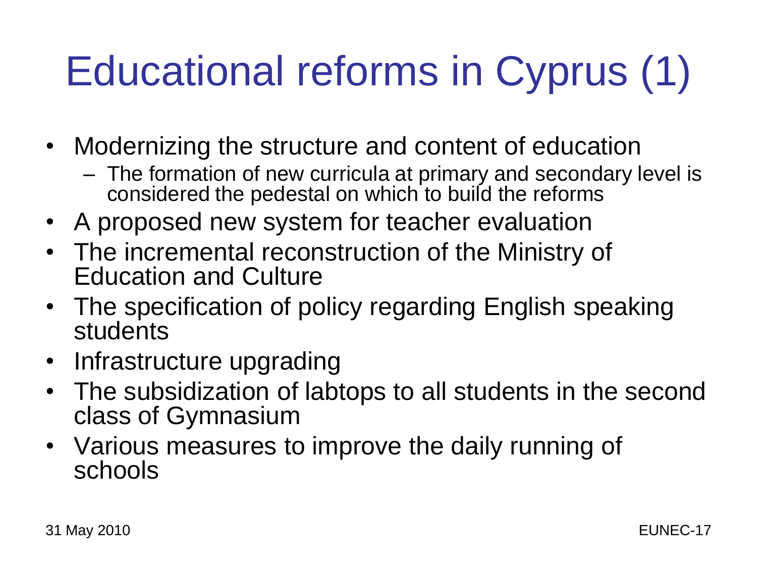# Educational reforms in Cyprus (1)

- Modernizing the structure and content of education
  - The formation of new curricula at primary and secondary level is considered the pedestal on which to build the reforms
- A proposed new system for teacher evaluation
- The incremental reconstruction of the Ministry of Education and Culture
- The specification of policy regarding English speaking students
- Infrastructure upgrading
- The subsidization of labtops to all students in the second class of Gymnasium
- Various measures to improve the daily running of schools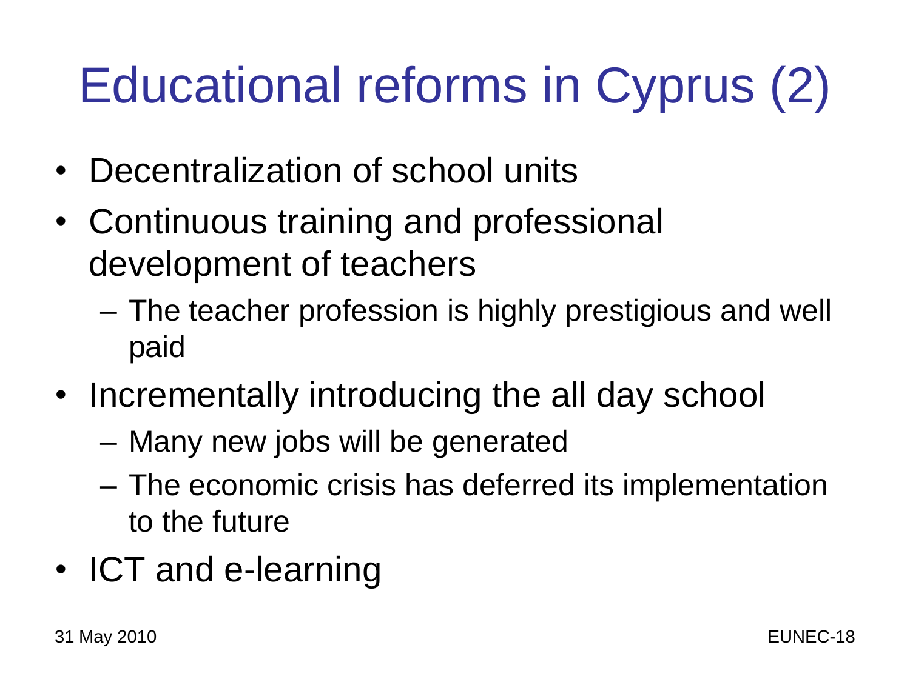# Educational reforms in Cyprus (2)

- Decentralization of school units
- Continuous training and professional development of teachers
  - The teacher profession is highly prestigious and well paid
- Incrementally introducing the all day school
  - Many new jobs will be generated
  - The economic crisis has deferred its implementation to the future
- ICT and e-learning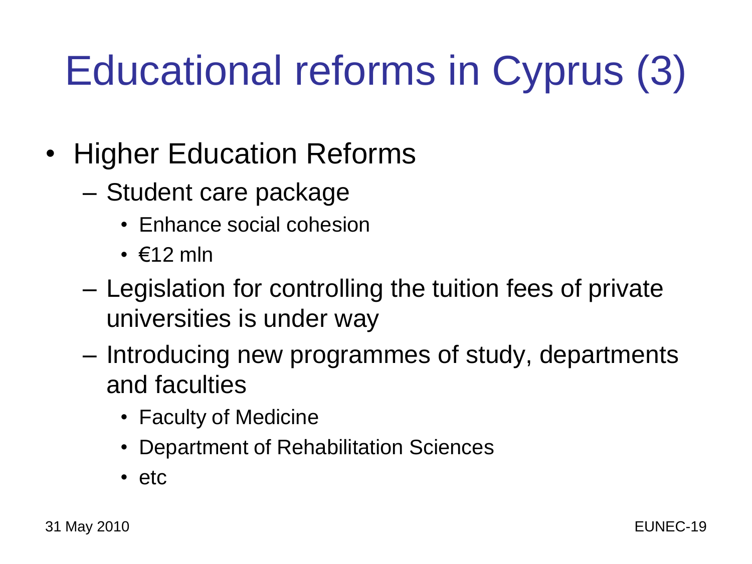# Educational reforms in Cyprus (3)

- Higher Education Reforms
  - Student care package
    - Enhance social cohesion
    - €12 mln
  - Legislation for controlling the tuition fees of private universities is under way
  - Introducing new programmes of study, departments and faculties
    - Faculty of Medicine
    - Department of Rehabilitation Sciences
    - etc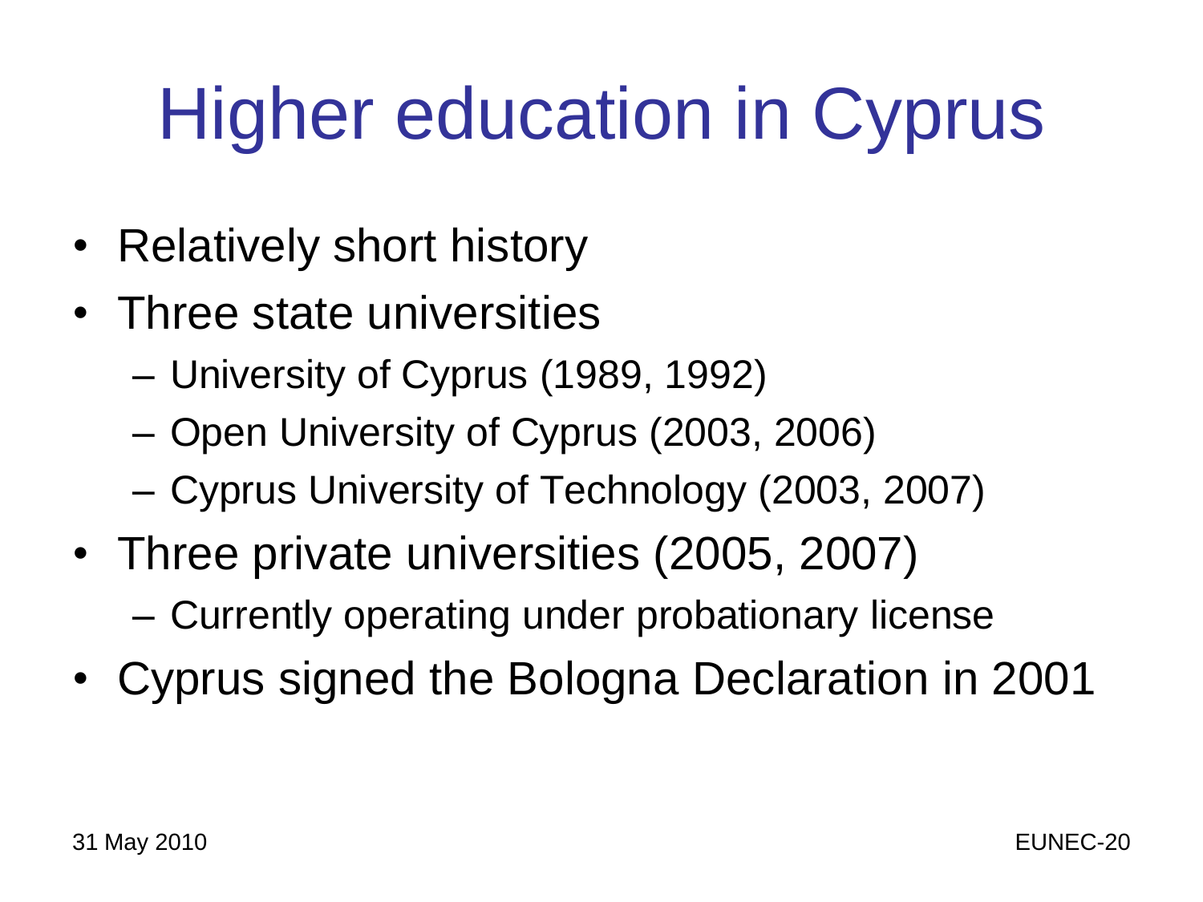# Higher education in Cyprus

- Relatively short history
- Three state universities
  - University of Cyprus (1989, 1992)
  - Open University of Cyprus (2003, 2006)
  - Cyprus University of Technology (2003, 2007)
- Three private universities (2005, 2007)
  - Currently operating under probationary license
- Cyprus signed the Bologna Declaration in 2001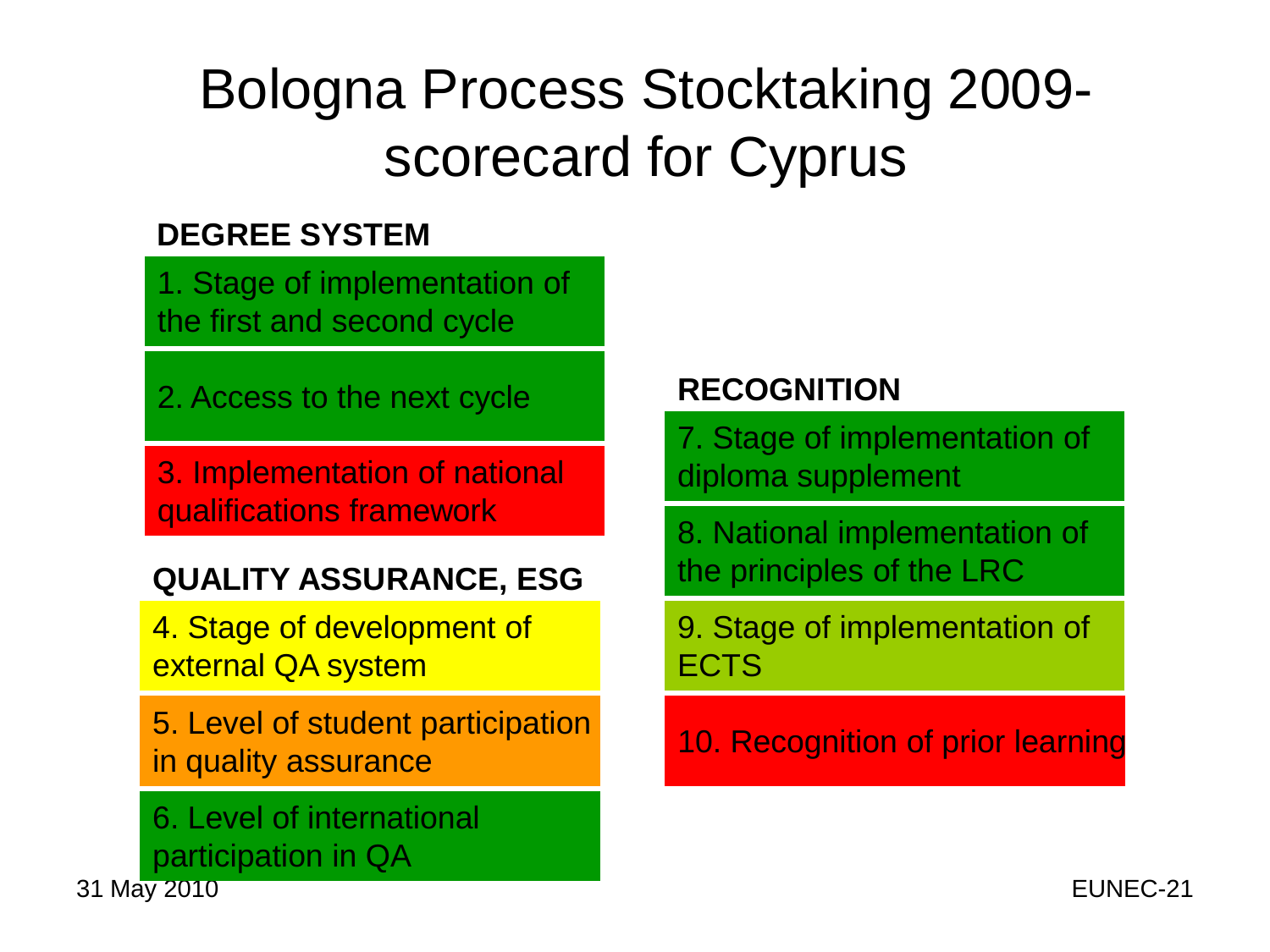# Bologna Process Stocktaking 2009- scorecard for Cyprus

**DEGREE SYSTEM**

1. Stage of implementation of the first and second cycle
2. Access to the next cycle
3. Implementation of national qualifications framework

**QUALITY ASSURANCE, ESG**

4. Stage of development of external QA system
5. Level of student participation in quality assurance
6. Level of international participation in QA

**RECOGNITION**

7. Stage of implementation of diploma supplement
8. National implementation of the principles of the LRC
9. Stage of implementation of ECTS
10. Recognition of prior learning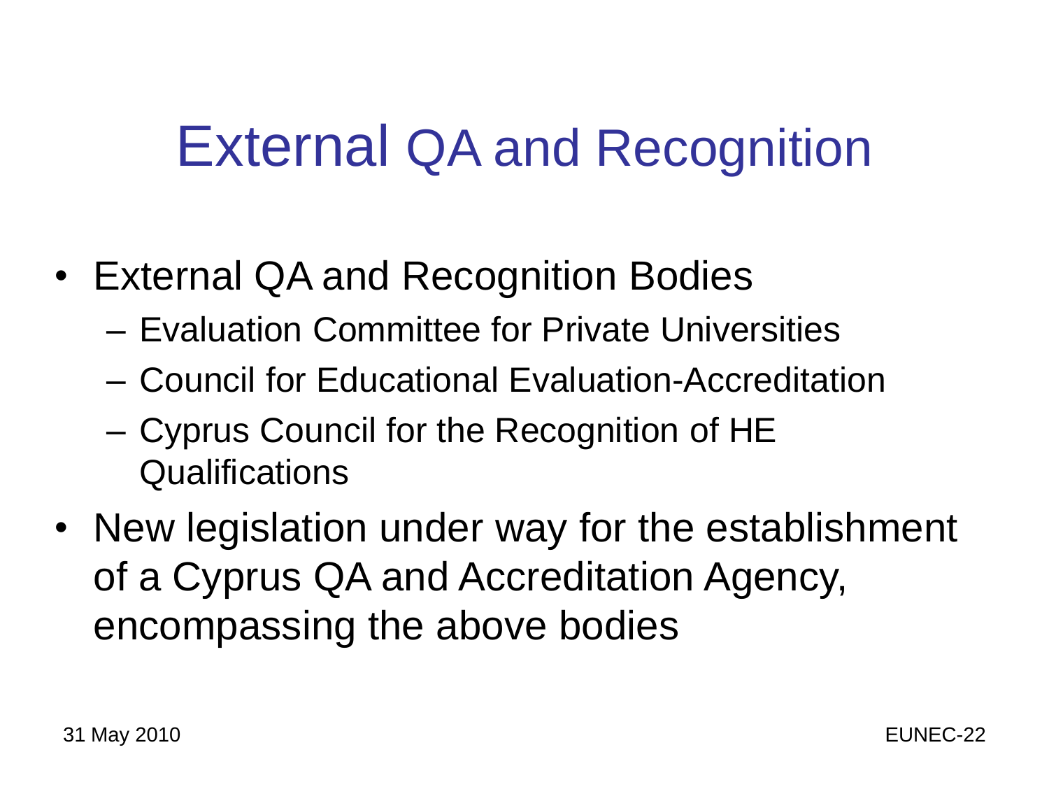# External QA and Recognition

- External QA and Recognition Bodies
  - Evaluation Committee for Private Universities
  - Council for Educational Evaluation-Accreditation
  - Cyprus Council for the Recognition of HE Qualifications
- New legislation under way for the establishment of a Cyprus QA and Accreditation Agency, encompassing the above bodies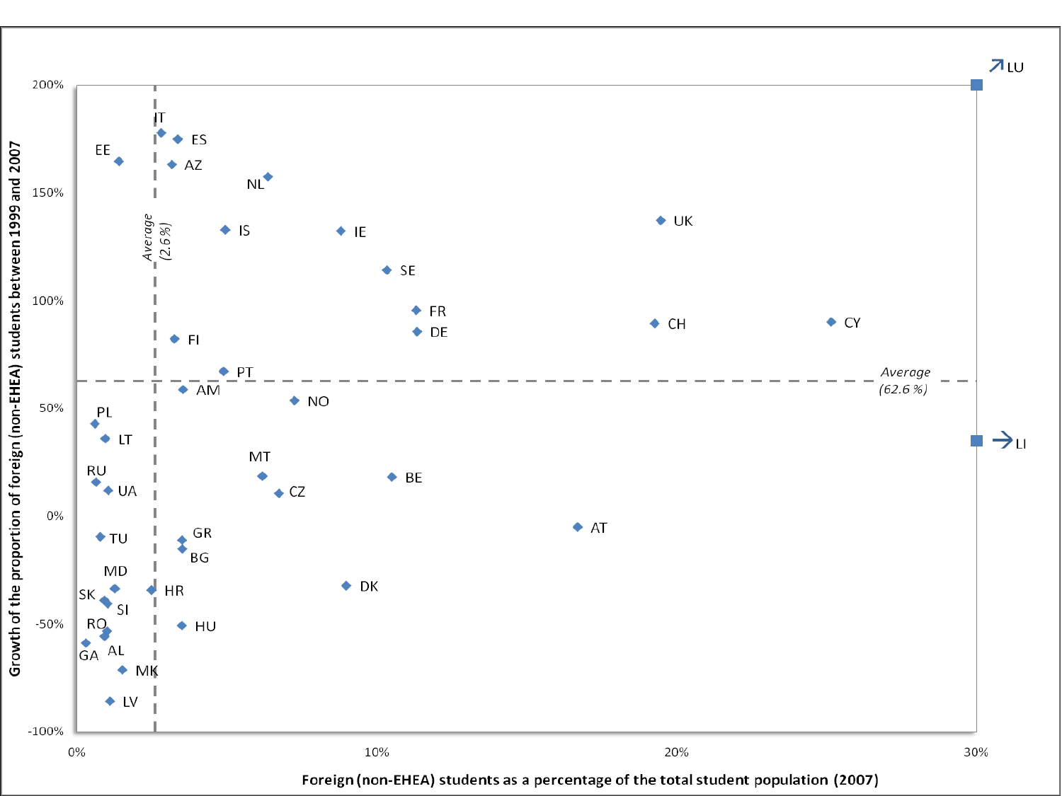Growth of the proportion of foreign (non-EHEA) students between 1999 and 2007

Foreign (non-EHEA) students as a percentage of the total student population (2007)

Average (2.6 %)

Average (62.6 %)

200%, 150%, 100%, 50%, 0%, -50%, -100%

0%, 10%, 20%, 30%

IT, ES, EE, AZ, NL, UK, IS, IE, SE, FR, CH, CY, DE, FI, PT, AM, NO, PL, LT, MT, BE, RU, UA, CZ, AT, TU, GR, BG, MD, HR, DK, SK, SI, RO, HU, GA, AL, MK, LV

↗ LU

→ LI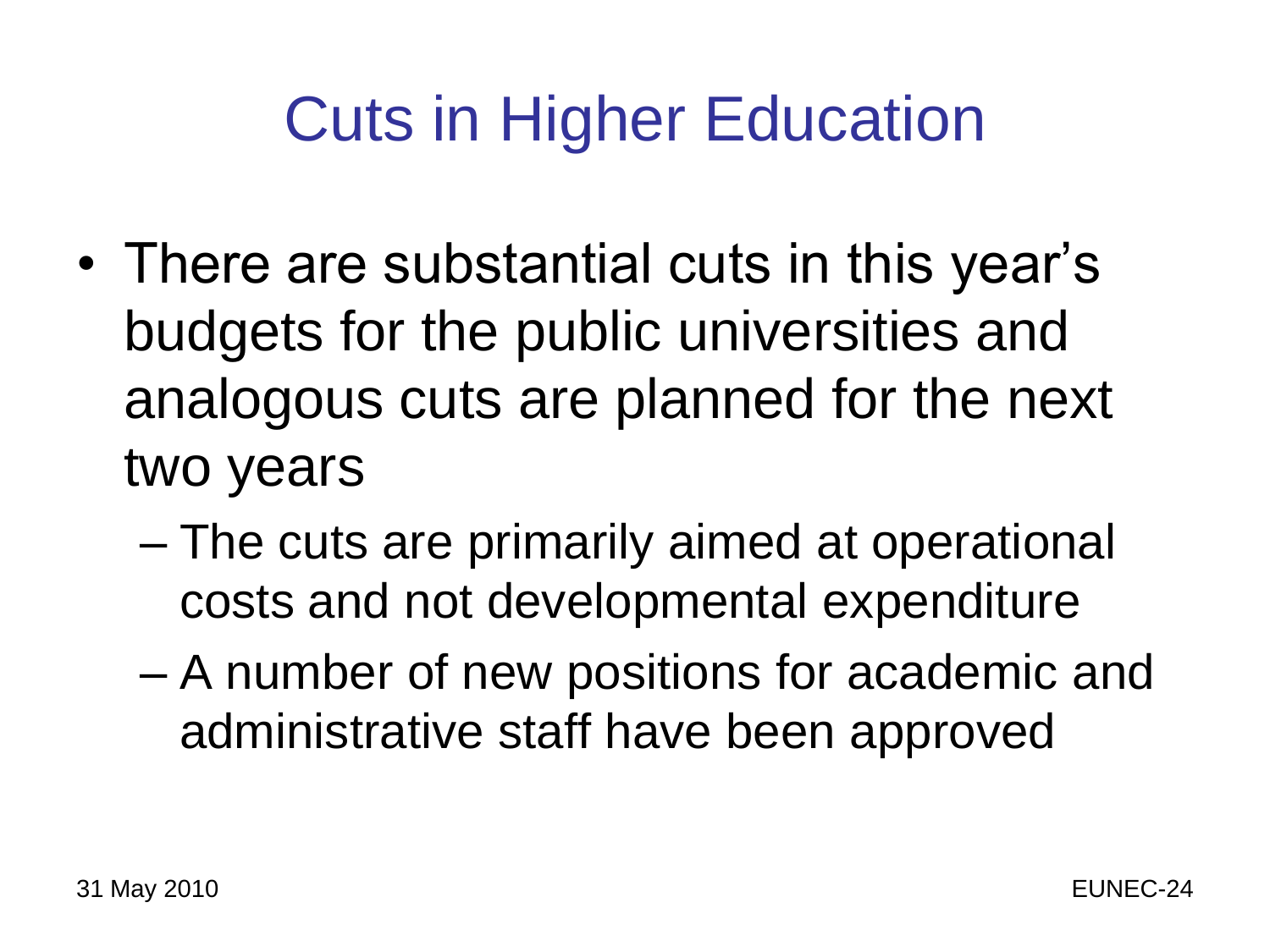# Cuts in Higher Education

- There are substantial cuts in this year's budgets for the public universities and analogous cuts are planned for the next two years
  - The cuts are primarily aimed at operational costs and not developmental expenditure
  - A number of new positions for academic and administrative staff have been approved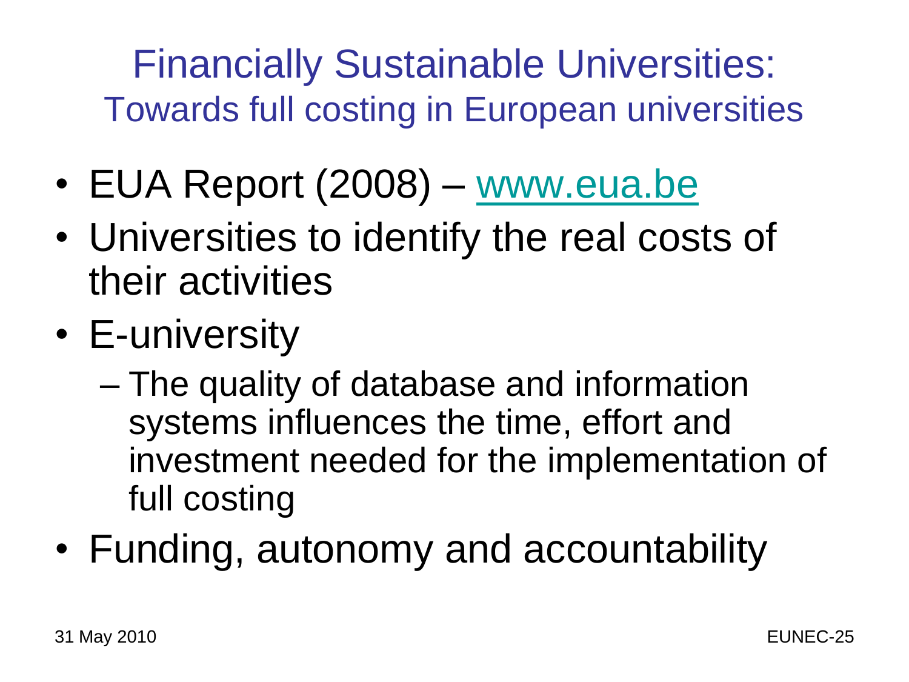# Financially Sustainable Universities:
## Towards full costing in European universities

- EUA Report (2008) – www.eua.be
- Universities to identify the real costs of their activities
- E-university
  - The quality of database and information systems influences the time, effort and investment needed for the implementation of full costing
- Funding, autonomy and accountability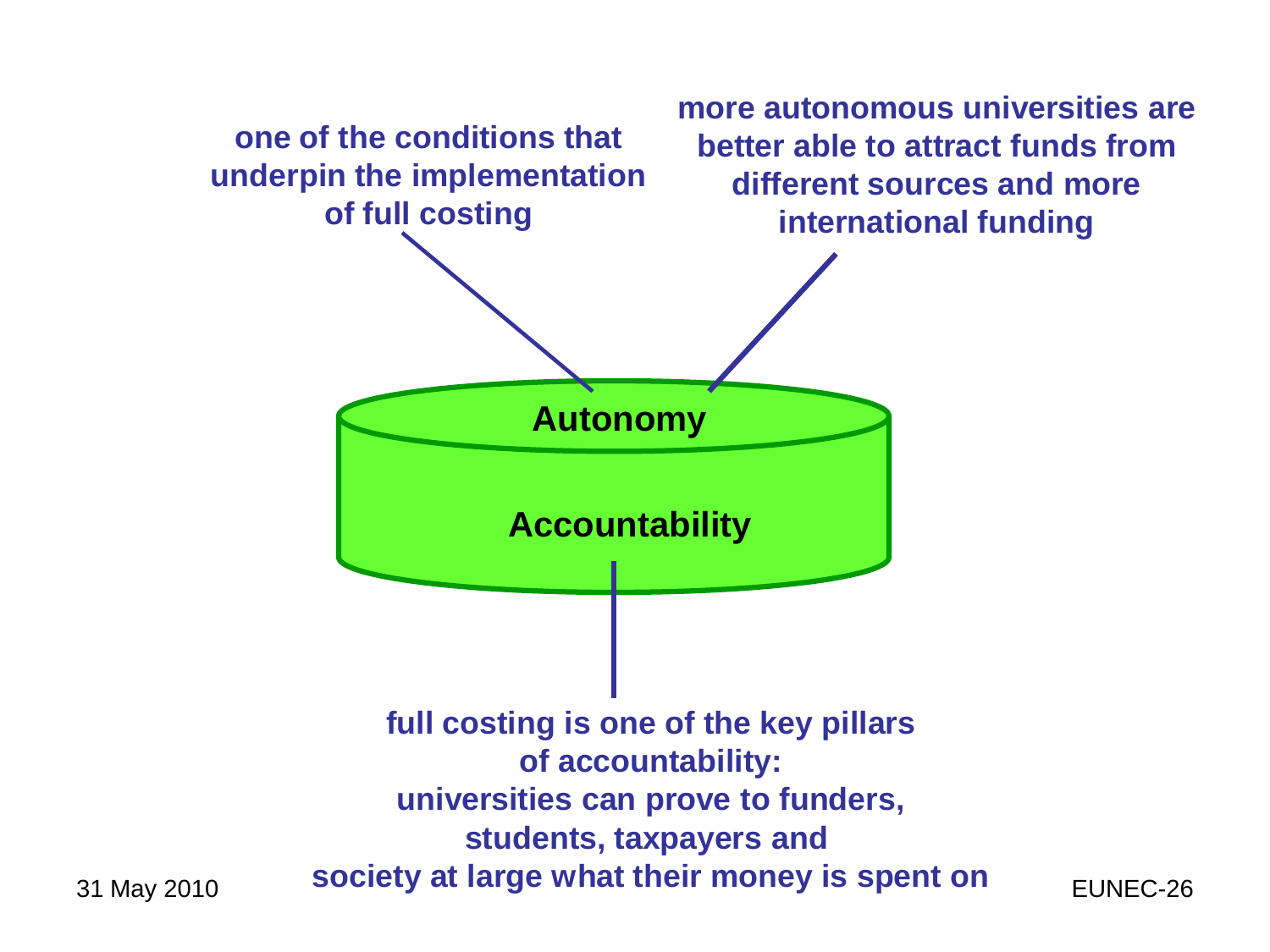one of the conditions that underpin the implementation of full costing

more autonomous universities are better able to attract funds from different sources and more international funding

**Autonomy**

**Accountability**

full costing is one of the key pillars of accountability: universities can prove to funders, students, taxpayers and society at large what their money is spent on

31 May 2010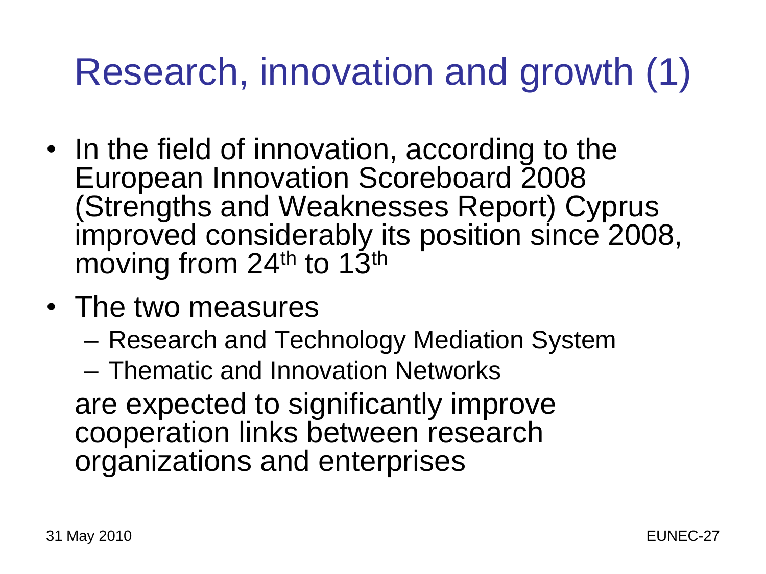# Research, innovation and growth (1)

- In the field of innovation, according to the European Innovation Scoreboard 2008 (Strengths and Weaknesses Report) Cyprus improved considerably its position since 2008, moving from 24th to 13th
- The two measures
  - Research and Technology Mediation System
  - Thematic and Innovation Networks

  are expected to significantly improve cooperation links between research organizations and enterprises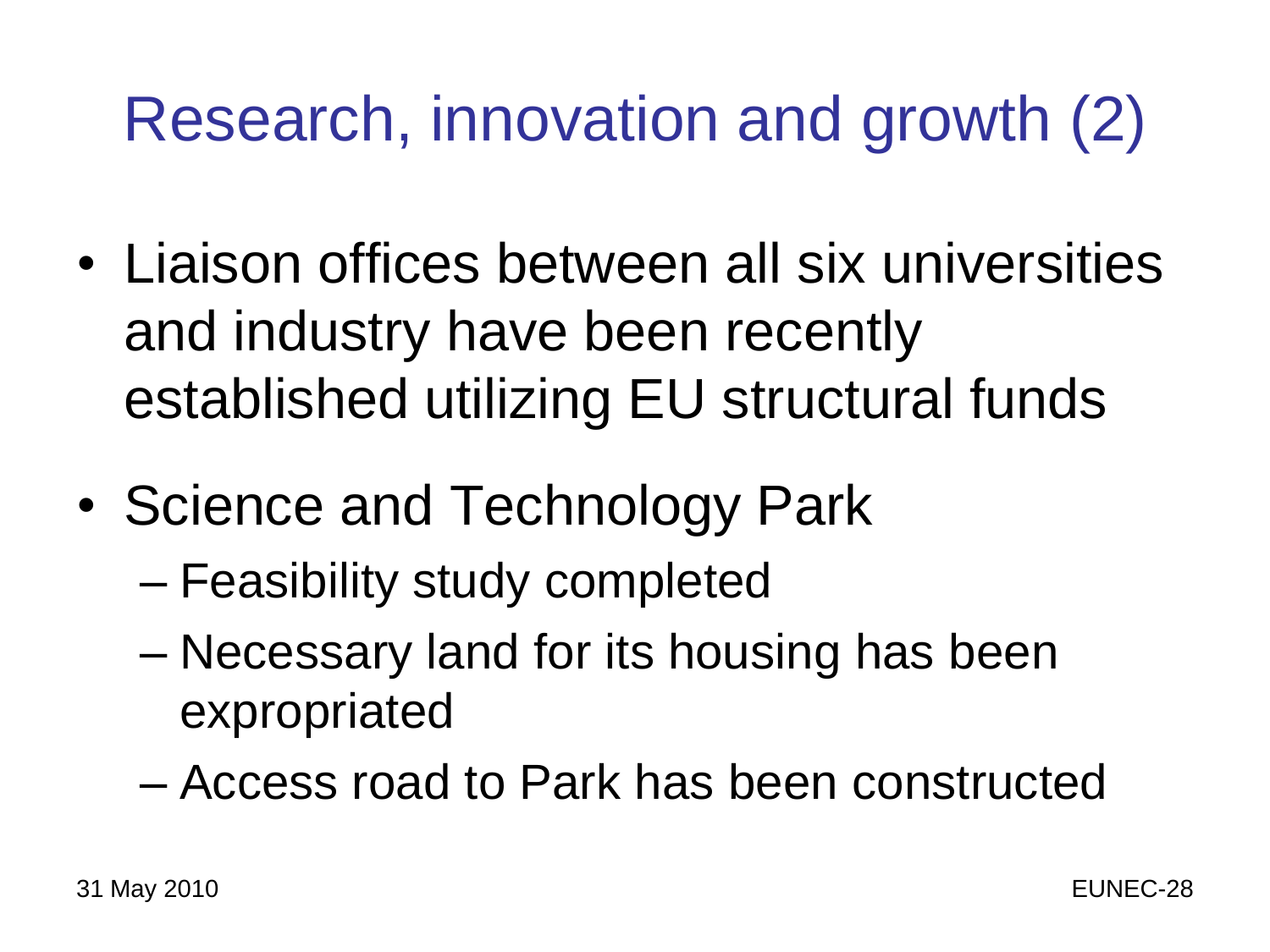# Research, innovation and growth (2)

- Liaison offices between all six universities and industry have been recently established utilizing EU structural funds
- Science and Technology Park
  - Feasibility study completed
  - Necessary land for its housing has been expropriated
  - Access road to Park has been constructed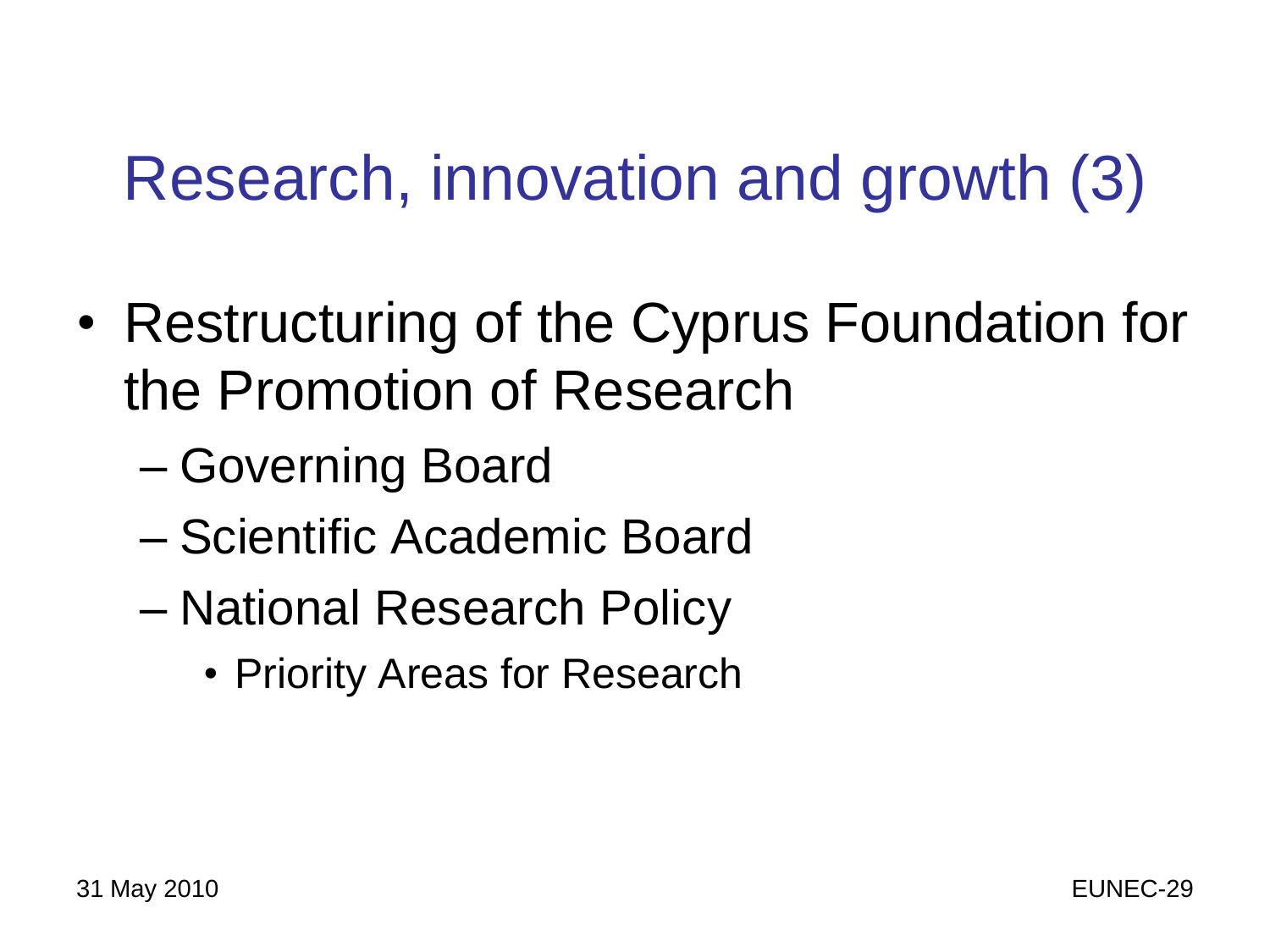# Research, innovation and growth (3)

- Restructuring of the Cyprus Foundation for the Promotion of Research
  - Governing Board
  - Scientific Academic Board
  - National Research Policy
    - Priority Areas for Research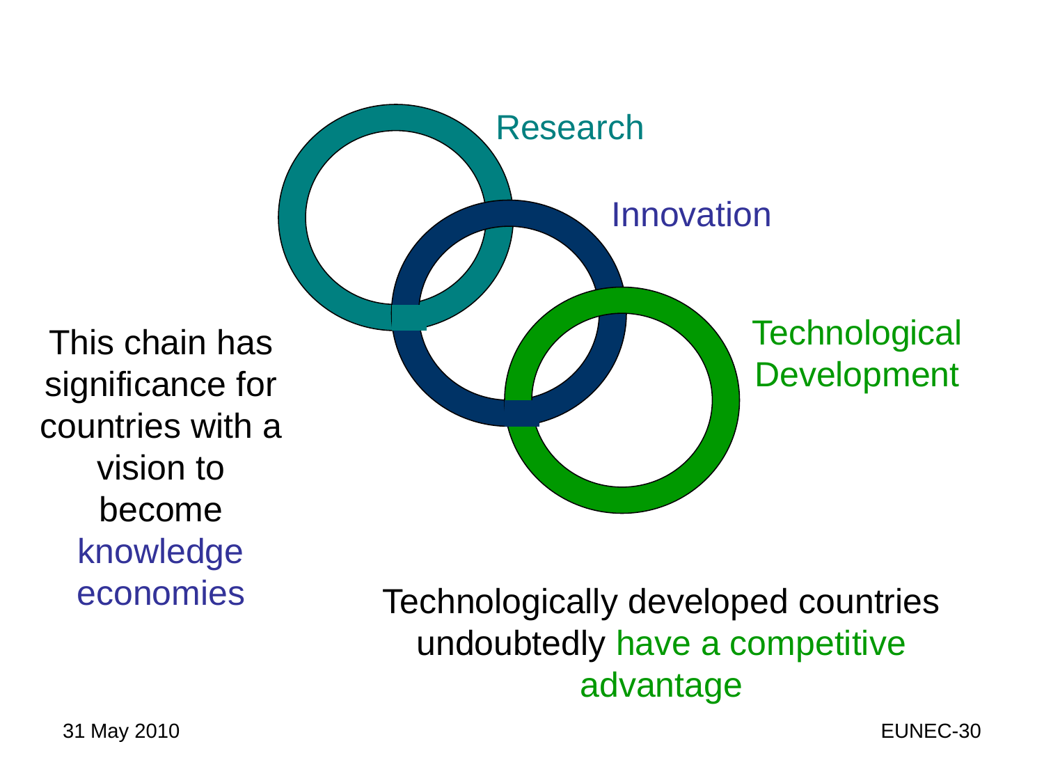Research

Innovation

Technological Development

This chain has significance for countries with a vision to become knowledge economies

Technologically developed countries undoubtedly have a competitive advantage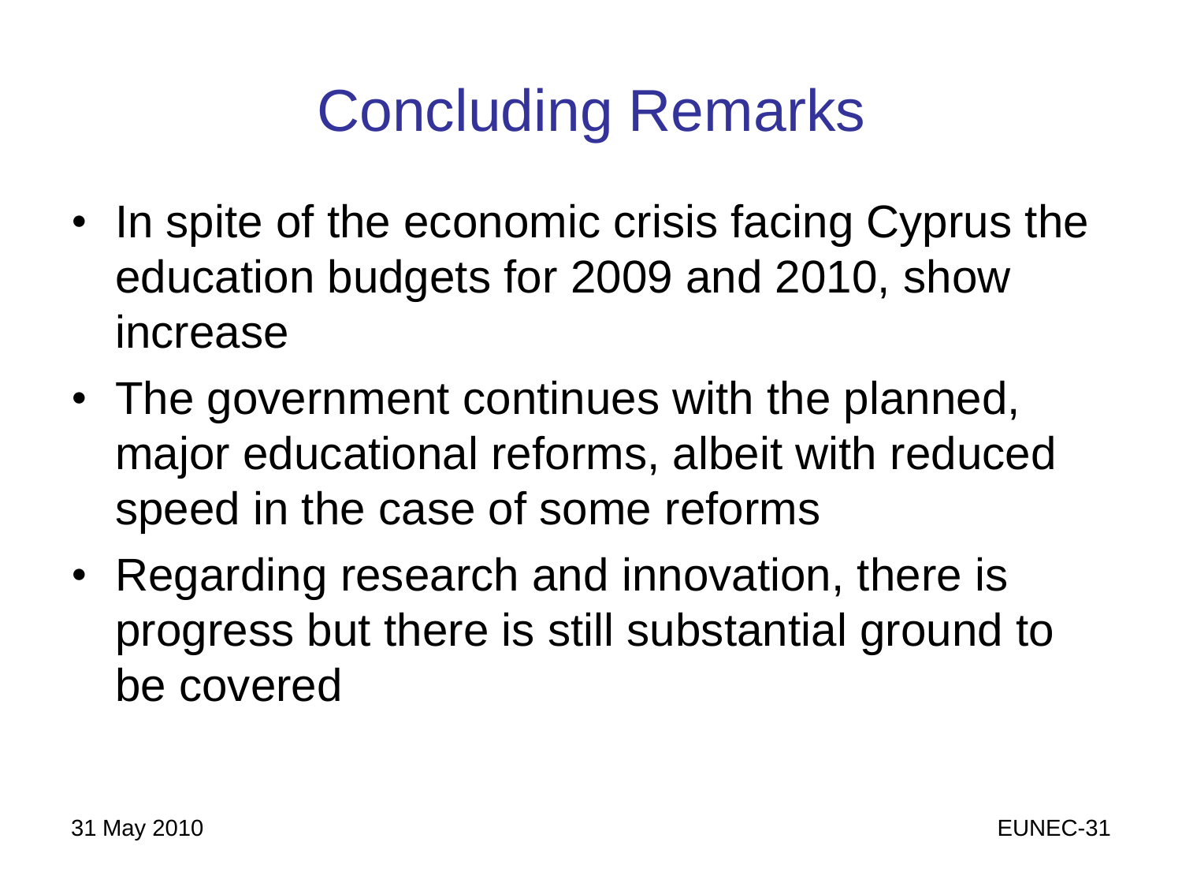# Concluding Remarks

- In spite of the economic crisis facing Cyprus the education budgets for 2009 and 2010, show increase
- The government continues with the planned, major educational reforms, albeit with reduced speed in the case of some reforms
- Regarding research and innovation, there is progress but there is still substantial ground to be covered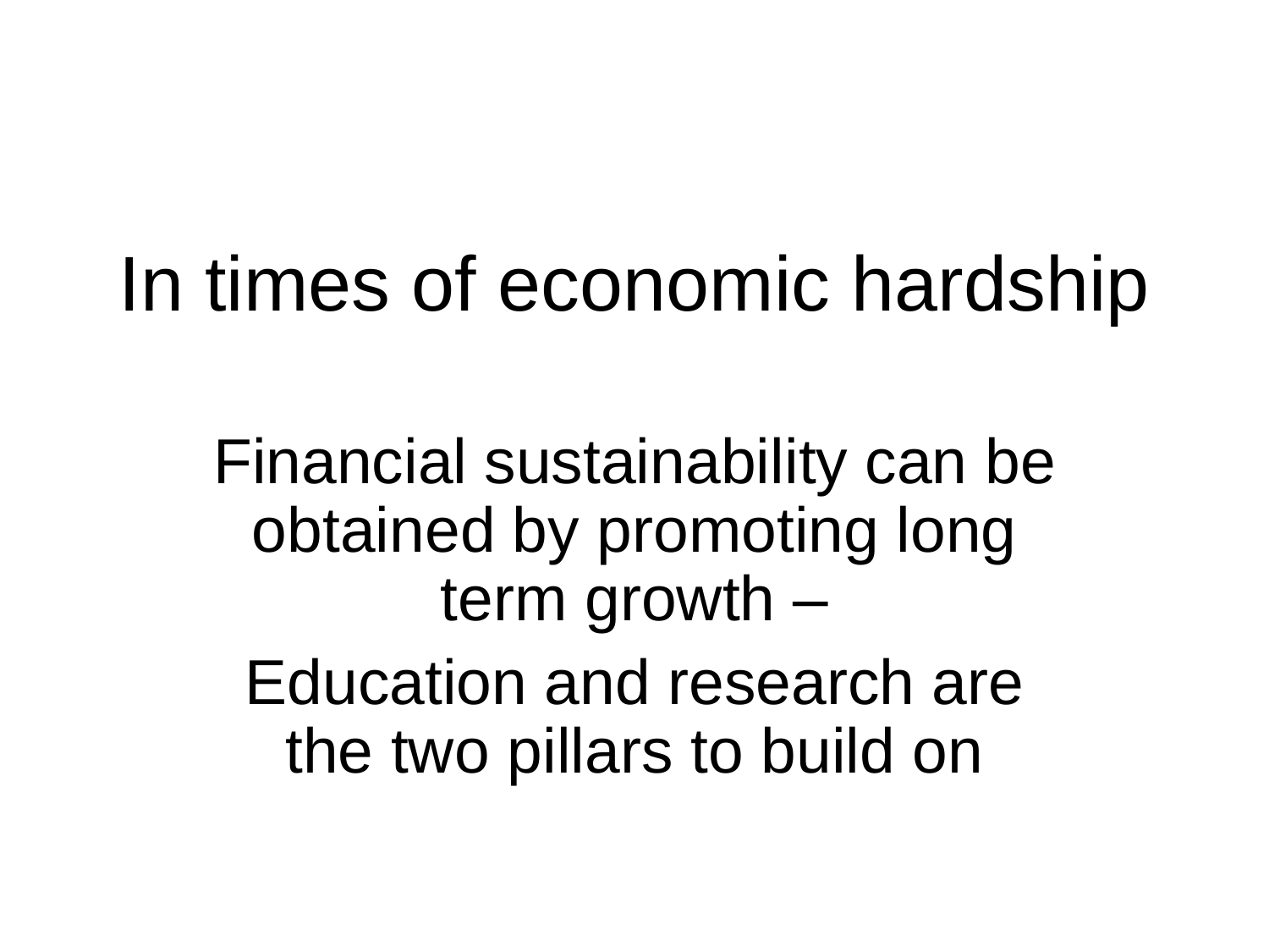# In times of economic hardship

Financial sustainability can be obtained by promoting long term growth –

Education and research are the two pillars to build on